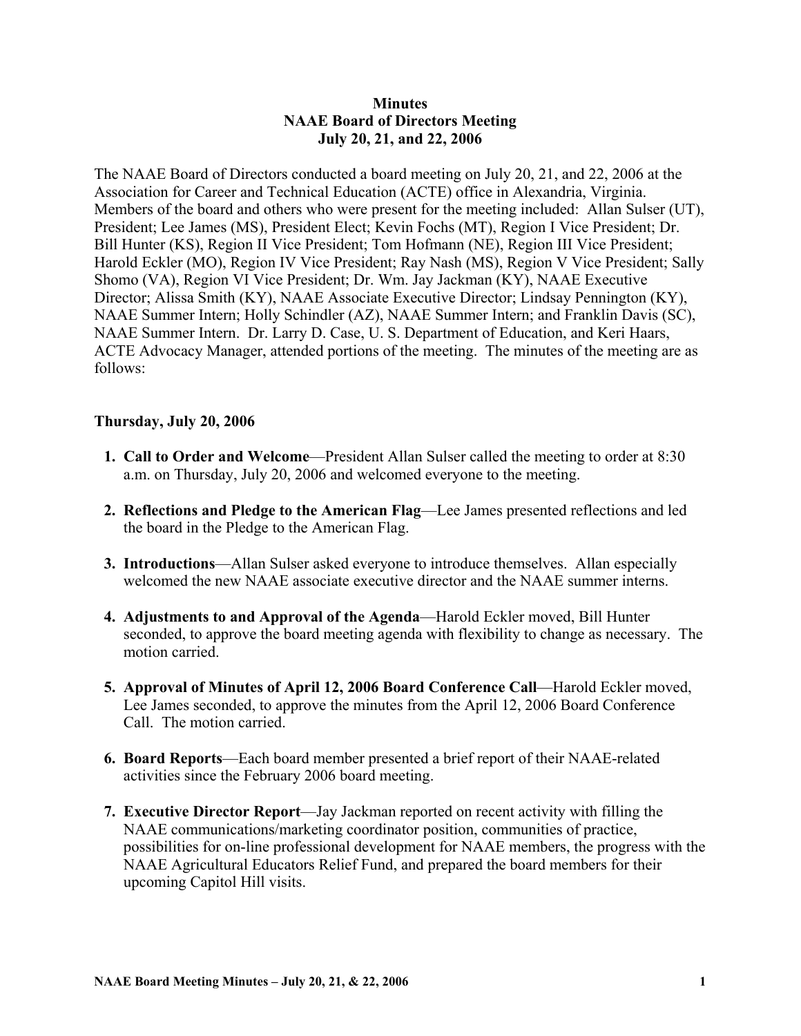# Minutes
## NAAE Board of Directors Meeting
## July 20, 21, and 22, 2006

The NAAE Board of Directors conducted a board meeting on July 20, 21, and 22, 2006 at the Association for Career and Technical Education (ACTE) office in Alexandria, Virginia. Members of the board and others who were present for the meeting included: Allan Sulser (UT), President; Lee James (MS), President Elect; Kevin Fochs (MT), Region I Vice President; Dr. Bill Hunter (KS), Region II Vice President; Tom Hofmann (NE), Region III Vice President; Harold Eckler (MO), Region IV Vice President; Ray Nash (MS), Region V Vice President; Sally Shomo (VA), Region VI Vice President; Dr. Wm. Jay Jackman (KY), NAAE Executive Director; Alissa Smith (KY), NAAE Associate Executive Director; Lindsay Pennington (KY), NAAE Summer Intern; Holly Schindler (AZ), NAAE Summer Intern; and Franklin Davis (SC), NAAE Summer Intern. Dr. Larry D. Case, U. S. Department of Education, and Keri Haars, ACTE Advocacy Manager, attended portions of the meeting. The minutes of the meeting are as follows:

### Thursday, July 20, 2006

1. **Call to Order and Welcome**—President Allan Sulser called the meeting to order at 8:30 a.m. on Thursday, July 20, 2006 and welcomed everyone to the meeting.

2. **Reflections and Pledge to the American Flag**—Lee James presented reflections and led the board in the Pledge to the American Flag.

3. **Introductions**—Allan Sulser asked everyone to introduce themselves. Allan especially welcomed the new NAAE associate executive director and the NAAE summer interns.

4. **Adjustments to and Approval of the Agenda**—Harold Eckler moved, Bill Hunter seconded, to approve the board meeting agenda with flexibility to change as necessary. The motion carried.

5. **Approval of Minutes of April 12, 2006 Board Conference Call**—Harold Eckler moved, Lee James seconded, to approve the minutes from the April 12, 2006 Board Conference Call. The motion carried.

6. **Board Reports**—Each board member presented a brief report of their NAAE-related activities since the February 2006 board meeting.

7. **Executive Director Report**—Jay Jackman reported on recent activity with filling the NAAE communications/marketing coordinator position, communities of practice, possibilities for on-line professional development for NAAE members, the progress with the NAAE Agricultural Educators Relief Fund, and prepared the board members for their upcoming Capitol Hill visits.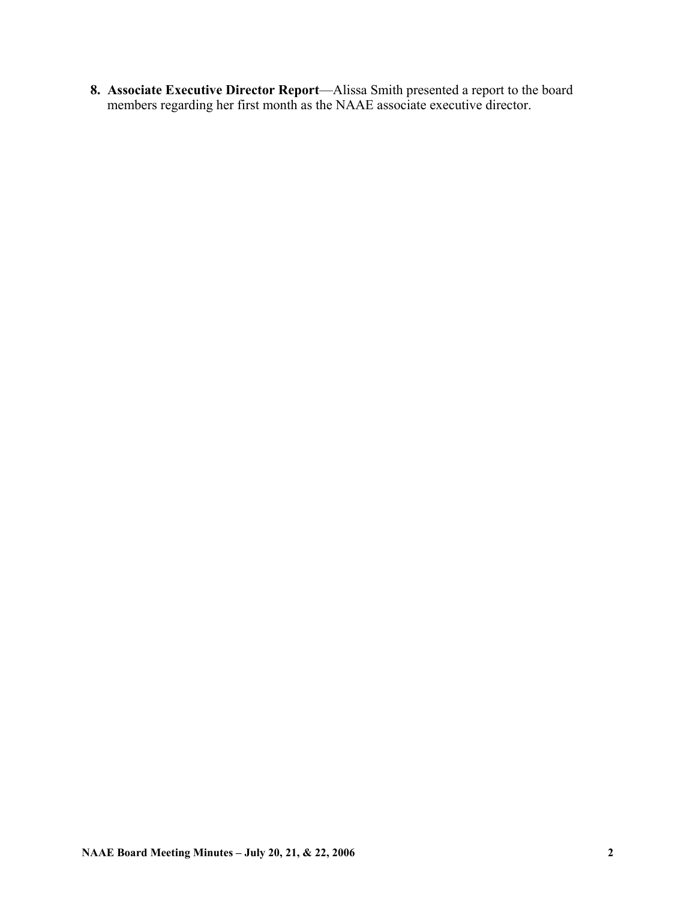8. **Associate Executive Director Report**—Alissa Smith presented a report to the board members regarding her first month as the NAAE associate executive director.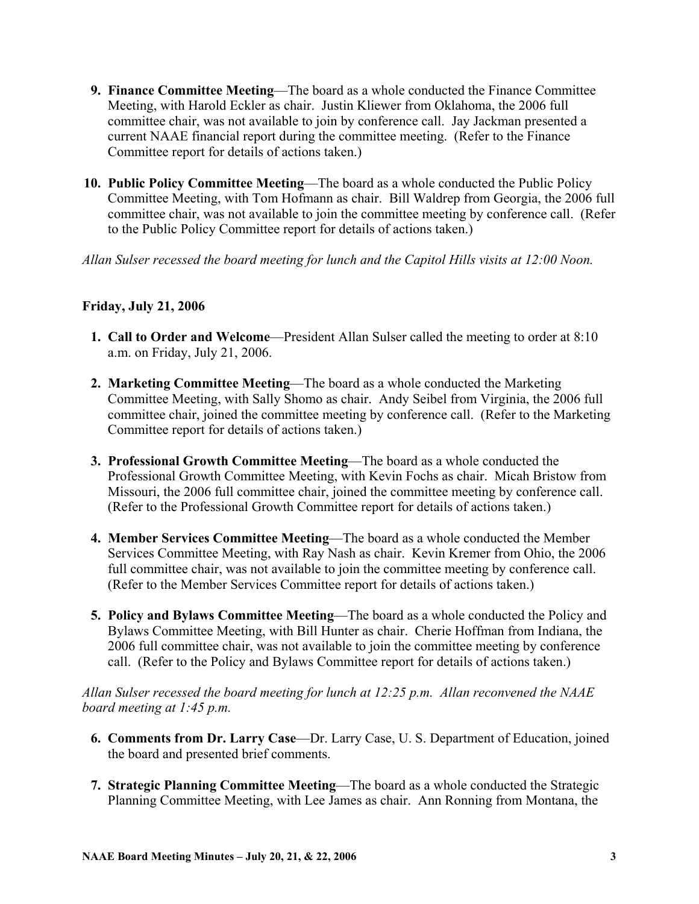9. **Finance Committee Meeting**—The board as a whole conducted the Finance Committee Meeting, with Harold Eckler as chair. Justin Kliewer from Oklahoma, the 2006 full committee chair, was not available to join by conference call. Jay Jackman presented a current NAAE financial report during the committee meeting. (Refer to the Finance Committee report for details of actions taken.)

10. **Public Policy Committee Meeting**—The board as a whole conducted the Public Policy Committee Meeting, with Tom Hofmann as chair. Bill Waldrep from Georgia, the 2006 full committee chair, was not available to join the committee meeting by conference call. (Refer to the Public Policy Committee report for details of actions taken.)

*Allan Sulser recessed the board meeting for lunch and the Capitol Hills visits at 12:00 Noon.*

**Friday, July 21, 2006**

1. **Call to Order and Welcome**—President Allan Sulser called the meeting to order at 8:10 a.m. on Friday, July 21, 2006.

2. **Marketing Committee Meeting**—The board as a whole conducted the Marketing Committee Meeting, with Sally Shomo as chair. Andy Seibel from Virginia, the 2006 full committee chair, joined the committee meeting by conference call. (Refer to the Marketing Committee report for details of actions taken.)

3. **Professional Growth Committee Meeting**—The board as a whole conducted the Professional Growth Committee Meeting, with Kevin Fochs as chair. Micah Bristow from Missouri, the 2006 full committee chair, joined the committee meeting by conference call. (Refer to the Professional Growth Committee report for details of actions taken.)

4. **Member Services Committee Meeting**—The board as a whole conducted the Member Services Committee Meeting, with Ray Nash as chair. Kevin Kremer from Ohio, the 2006 full committee chair, was not available to join the committee meeting by conference call. (Refer to the Member Services Committee report for details of actions taken.)

5. **Policy and Bylaws Committee Meeting**—The board as a whole conducted the Policy and Bylaws Committee Meeting, with Bill Hunter as chair. Cherie Hoffman from Indiana, the 2006 full committee chair, was not available to join the committee meeting by conference call. (Refer to the Policy and Bylaws Committee report for details of actions taken.)

*Allan Sulser recessed the board meeting for lunch at 12:25 p.m. Allan reconvened the NAAE board meeting at 1:45 p.m.*

6. **Comments from Dr. Larry Case**—Dr. Larry Case, U. S. Department of Education, joined the board and presented brief comments.

7. **Strategic Planning Committee Meeting**—The board as a whole conducted the Strategic Planning Committee Meeting, with Lee James as chair. Ann Ronning from Montana, the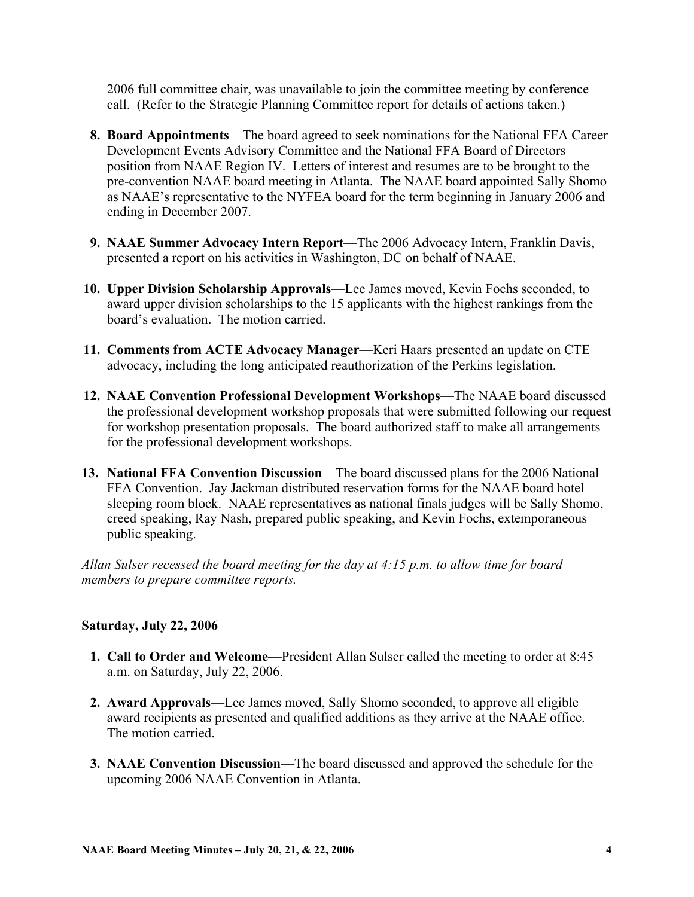2006 full committee chair, was unavailable to join the committee meeting by conference call. (Refer to the Strategic Planning Committee report for details of actions taken.)

8. **Board Appointments**—The board agreed to seek nominations for the National FFA Career Development Events Advisory Committee and the National FFA Board of Directors position from NAAE Region IV. Letters of interest and resumes are to be brought to the pre-convention NAAE board meeting in Atlanta. The NAAE board appointed Sally Shomo as NAAE's representative to the NYFEA board for the term beginning in January 2006 and ending in December 2007.

9. **NAAE Summer Advocacy Intern Report**—The 2006 Advocacy Intern, Franklin Davis, presented a report on his activities in Washington, DC on behalf of NAAE.

10. **Upper Division Scholarship Approvals**—Lee James moved, Kevin Fochs seconded, to award upper division scholarships to the 15 applicants with the highest rankings from the board's evaluation. The motion carried.

11. **Comments from ACTE Advocacy Manager**—Keri Haars presented an update on CTE advocacy, including the long anticipated reauthorization of the Perkins legislation.

12. **NAAE Convention Professional Development Workshops**—The NAAE board discussed the professional development workshop proposals that were submitted following our request for workshop presentation proposals. The board authorized staff to make all arrangements for the professional development workshops.

13. **National FFA Convention Discussion**—The board discussed plans for the 2006 National FFA Convention. Jay Jackman distributed reservation forms for the NAAE board hotel sleeping room block. NAAE representatives as national finals judges will be Sally Shomo, creed speaking, Ray Nash, prepared public speaking, and Kevin Fochs, extemporaneous public speaking.

*Allan Sulser recessed the board meeting for the day at 4:15 p.m. to allow time for board members to prepare committee reports.*

**Saturday, July 22, 2006**

1. **Call to Order and Welcome**—President Allan Sulser called the meeting to order at 8:45 a.m. on Saturday, July 22, 2006.

2. **Award Approvals**—Lee James moved, Sally Shomo seconded, to approve all eligible award recipients as presented and qualified additions as they arrive at the NAAE office. The motion carried.

3. **NAAE Convention Discussion**—The board discussed and approved the schedule for the upcoming 2006 NAAE Convention in Atlanta.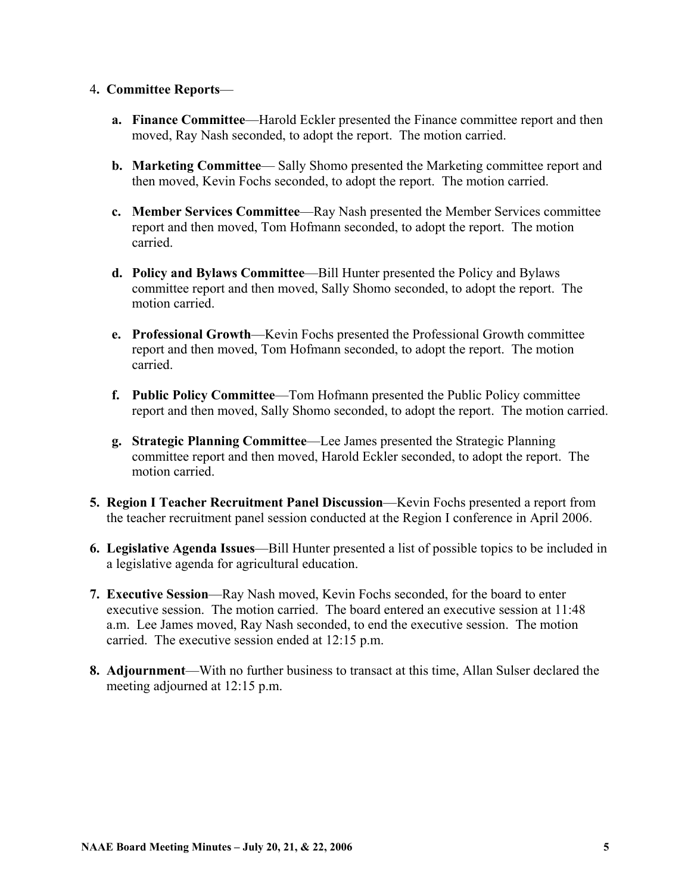4. **Committee Reports**—

   a. **Finance Committee**—Harold Eckler presented the Finance committee report and then moved, Ray Nash seconded, to adopt the report. The motion carried.

   b. **Marketing Committee**— Sally Shomo presented the Marketing committee report and then moved, Kevin Fochs seconded, to adopt the report. The motion carried.

   c. **Member Services Committee**—Ray Nash presented the Member Services committee report and then moved, Tom Hofmann seconded, to adopt the report. The motion carried.

   d. **Policy and Bylaws Committee**—Bill Hunter presented the Policy and Bylaws committee report and then moved, Sally Shomo seconded, to adopt the report. The motion carried.

   e. **Professional Growth**—Kevin Fochs presented the Professional Growth committee report and then moved, Tom Hofmann seconded, to adopt the report. The motion carried.

   f. **Public Policy Committee**—Tom Hofmann presented the Public Policy committee report and then moved, Sally Shomo seconded, to adopt the report. The motion carried.

   g. **Strategic Planning Committee**—Lee James presented the Strategic Planning committee report and then moved, Harold Eckler seconded, to adopt the report. The motion carried.

5. **Region I Teacher Recruitment Panel Discussion**—Kevin Fochs presented a report from the teacher recruitment panel session conducted at the Region I conference in April 2006.

6. **Legislative Agenda Issues**—Bill Hunter presented a list of possible topics to be included in a legislative agenda for agricultural education.

7. **Executive Session**—Ray Nash moved, Kevin Fochs seconded, for the board to enter executive session. The motion carried. The board entered an executive session at 11:48 a.m. Lee James moved, Ray Nash seconded, to end the executive session. The motion carried. The executive session ended at 12:15 p.m.

8. **Adjournment**—With no further business to transact at this time, Allan Sulser declared the meeting adjourned at 12:15 p.m.